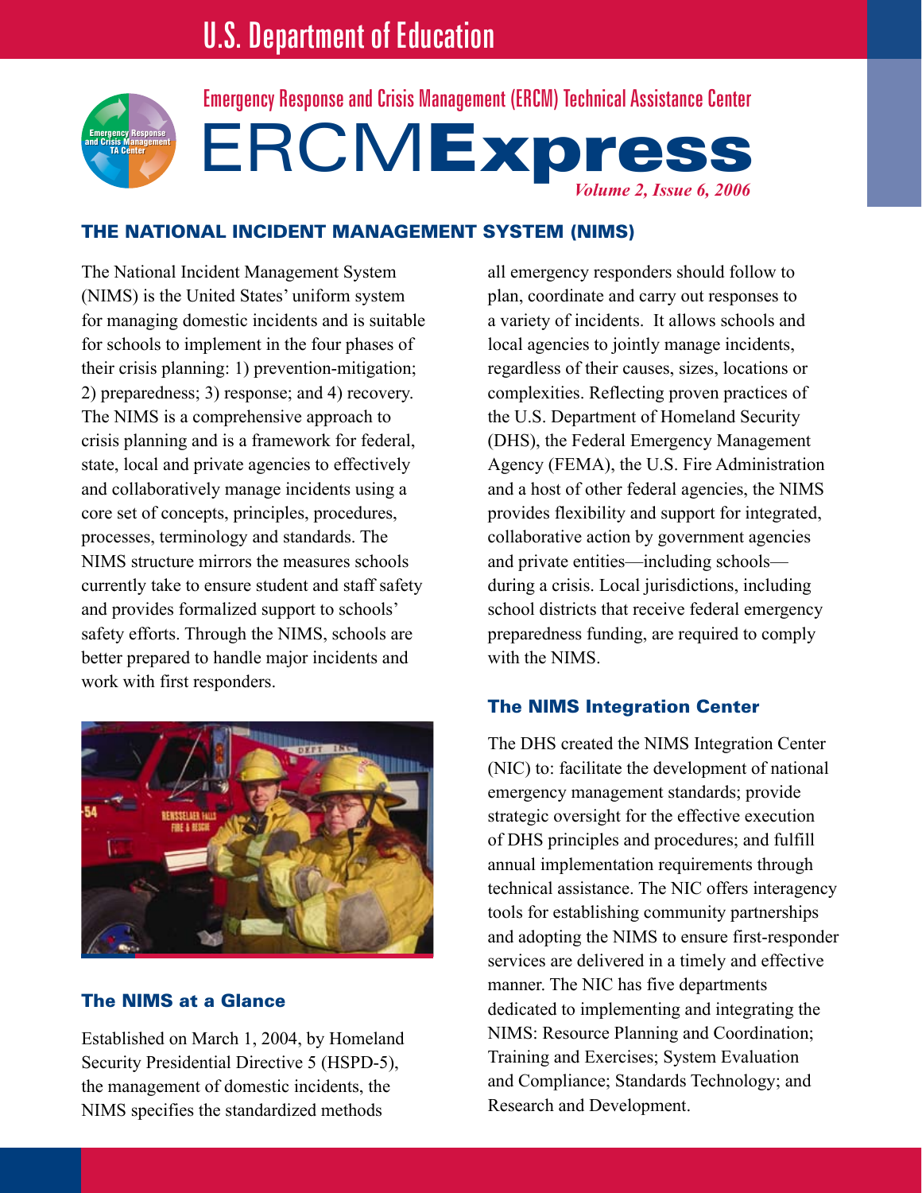# U.S. Department of Education

Emergency Response and Crisis Management (ERCM) Technical Assistance Center

# ERCM**Express**

*Volume 2, Issue 6, 2006*

## THE NATIONAL INCIDENT MANAGEMENT SYSTEM (NIMS)

The National Incident Management System (NIMS) is the United States' uniform system for managing domestic incidents and is suitable for schools to implement in the four phases of their crisis planning: 1) prevention-mitigation; 2) preparedness; 3) response; and 4) recovery. The NIMS is a comprehensive approach to crisis planning and is a framework for federal, state, local and private agencies to effectively and collaboratively manage incidents using a core set of concepts, principles, procedures, processes, terminology and standards. The NIMS structure mirrors the measures schools currently take to ensure student and staff safety and provides formalized support to schools' safety efforts. Through the NIMS, schools are better prepared to handle major incidents and work with first responders.

### The NIMS at a Glance

Established on March 1, 2004, by Homeland Security Presidential Directive 5 (HSPD-5), the management of domestic incidents, the NIMS specifies the standardized methods all emergency responders should follow to plan, coordinate and carry out responses to a variety of incidents. It allows schools and local agencies to jointly manage incidents, regardless of their causes, sizes, locations or complexities. Reflecting proven practices of the U.S. Department of Homeland Security (DHS), the Federal Emergency Management Agency (FEMA), the U.S. Fire Administration and a host of other federal agencies, the NIMS provides flexibility and support for integrated, collaborative action by government agencies and private entities—including schools—during a crisis. Local jurisdictions, including school districts that receive federal emergency preparedness funding, are required to comply with the NIMS.

### The NIMS Integration Center

The DHS created the NIMS Integration Center (NIC) to: facilitate the development of national emergency management standards; provide strategic oversight for the effective execution of DHS principles and procedures; and fulfill annual implementation requirements through technical assistance. The NIC offers interagency tools for establishing community partnerships and adopting the NIMS to ensure first-responder services are delivered in a timely and effective manner. The NIC has five departments dedicated to implementing and integrating the NIMS: Resource Planning and Coordination; Training and Exercises; System Evaluation and Compliance; Standards Technology; and Research and Development.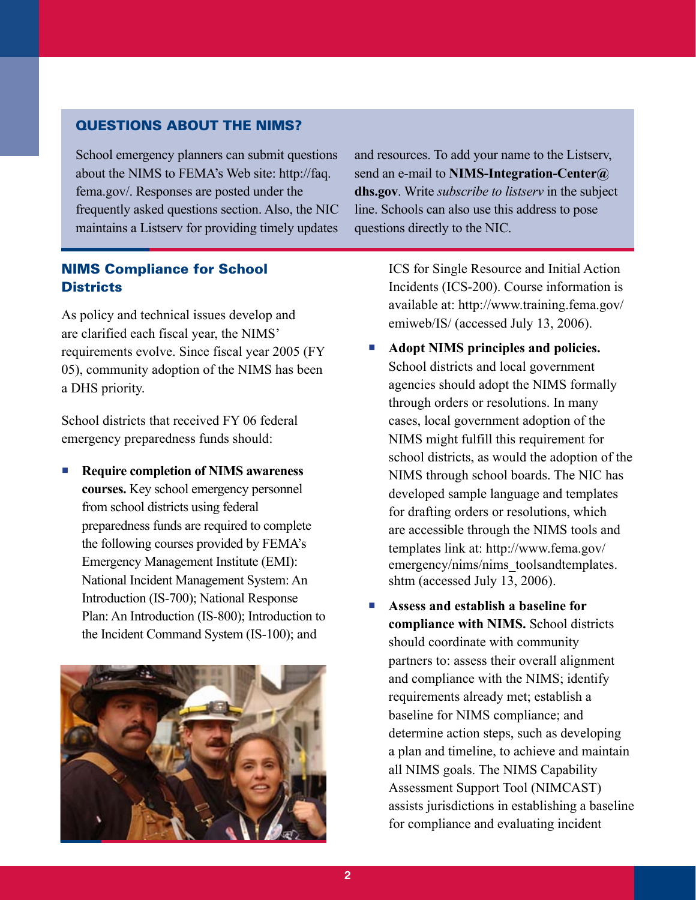## QUESTIONS ABOUT THE NIMS?

School emergency planners can submit questions about the NIMS to FEMA's Web site: http://faq.fema.gov/. Responses are posted under the frequently asked questions section. Also, the NIC maintains a Listserv for providing timely updates and resources. To add your name to the Listserv, send an e-mail to **NIMS-Integration-Center@dhs.gov**. Write *subscribe to listserv* in the subject line. Schools can also use this address to pose questions directly to the NIC.

## NIMS Compliance for School Districts

As policy and technical issues develop and are clarified each fiscal year, the NIMS' requirements evolve. Since fiscal year 2005 (FY 05), community adoption of the NIMS has been a DHS priority.

School districts that received FY 06 federal emergency preparedness funds should:

- **Require completion of NIMS awareness courses.** Key school emergency personnel from school districts using federal preparedness funds are required to complete the following courses provided by FEMA's Emergency Management Institute (EMI): National Incident Management System: An Introduction (IS-700); National Response Plan: An Introduction (IS-800); Introduction to the Incident Command System (IS-100); and ICS for Single Resource and Initial Action Incidents (ICS-200). Course information is available at: http://www.training.fema.gov/emiweb/IS/ (accessed July 13, 2006).
- **Adopt NIMS principles and policies.** School districts and local government agencies should adopt the NIMS formally through orders or resolutions. In many cases, local government adoption of the NIMS might fulfill this requirement for school districts, as would the adoption of the NIMS through school boards. The NIC has developed sample language and templates for drafting orders or resolutions, which are accessible through the NIMS tools and templates link at: http://www.fema.gov/emergency/nims/nims_toolsandtemplates.shtm (accessed July 13, 2006).
- **Assess and establish a baseline for compliance with NIMS.** School districts should coordinate with community partners to: assess their overall alignment and compliance with the NIMS; identify requirements already met; establish a baseline for NIMS compliance; and determine action steps, such as developing a plan and timeline, to achieve and maintain all NIMS goals. The NIMS Capability Assessment Support Tool (NIMCAST) assists jurisdictions in establishing a baseline for compliance and evaluating incident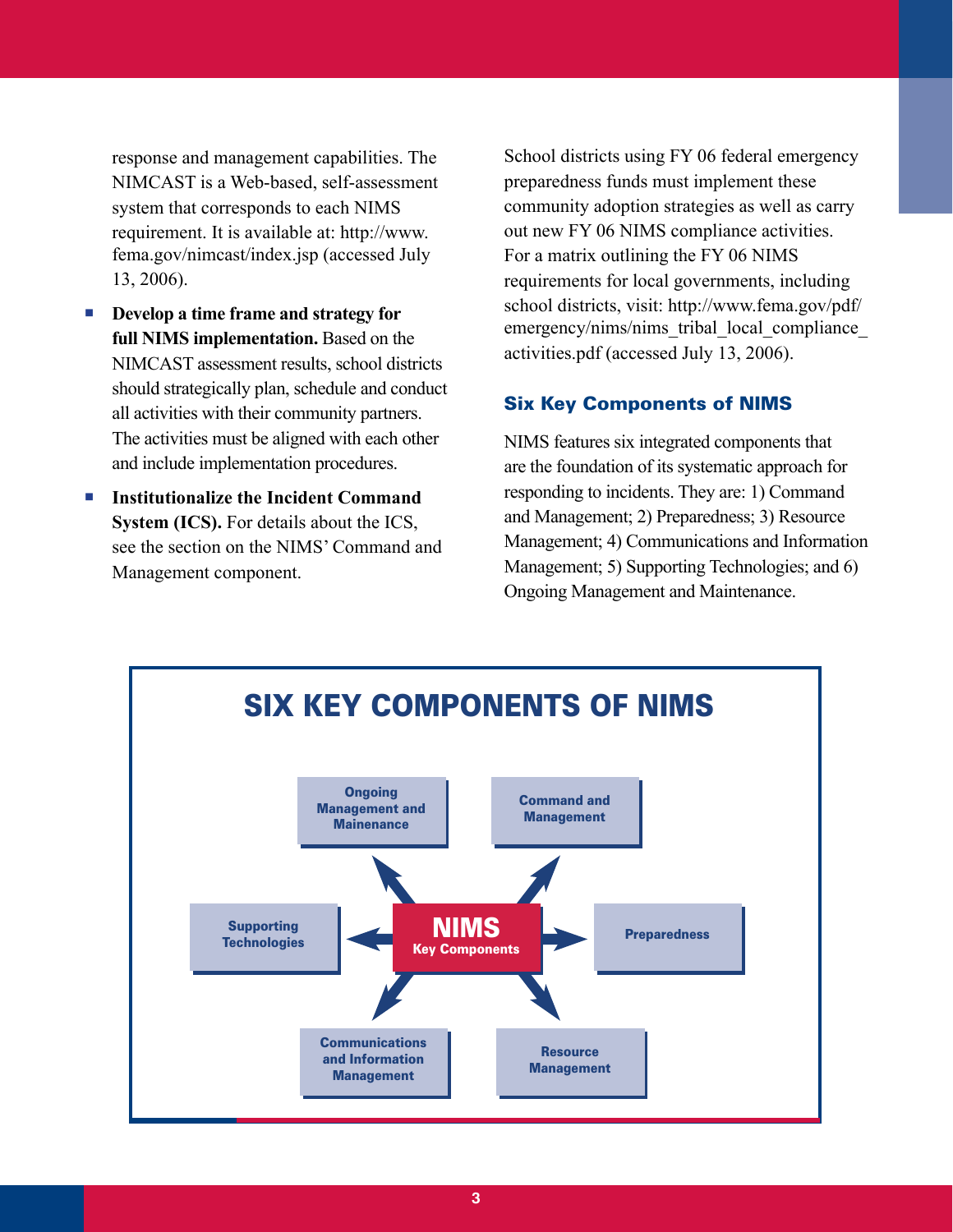response and management capabilities. The NIMCAST is a Web-based, self-assessment system that corresponds to each NIMS requirement. It is available at: http://www.fema.gov/nimcast/index.jsp (accessed July 13, 2006).

- **Develop a time frame and strategy for full NIMS implementation.** Based on the NIMCAST assessment results, school districts should strategically plan, schedule and conduct all activities with their community partners. The activities must be aligned with each other and include implementation procedures.
- **Institutionalize the Incident Command System (ICS).** For details about the ICS, see the section on the NIMS' Command and Management component.

School districts using FY 06 federal emergency preparedness funds must implement these community adoption strategies as well as carry out new FY 06 NIMS compliance activities. For a matrix outlining the FY 06 NIMS requirements for local governments, including school districts, visit: http://www.fema.gov/pdf/emergency/nims/nims_tribal_local_compliance_activities.pdf (accessed July 13, 2006).

### Six Key Components of NIMS

NIMS features six integrated components that are the foundation of its systematic approach for responding to incidents. They are: 1) Command and Management; 2) Preparedness; 3) Resource Management; 4) Communications and Information Management; 5) Supporting Technologies; and 6) Ongoing Management and Maintenance.

## SIX KEY COMPONENTS OF NIMS

**NIMS Key Components**

- Command and Management
- Preparedness
- Resource Management
- Communications and Information Management
- Supporting Technologies
- Ongoing Management and Mainenance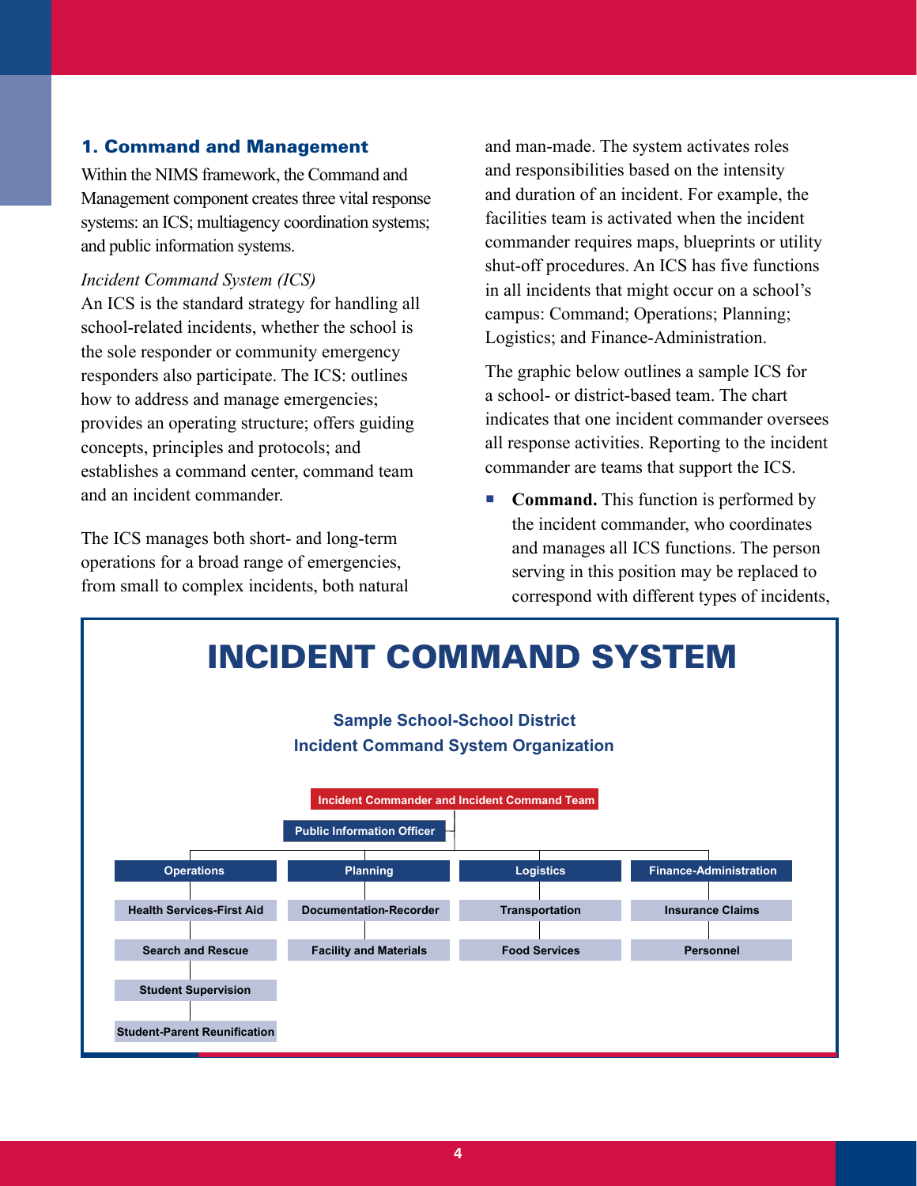### 1. Command and Management

Within the NIMS framework, the Command and Management component creates three vital response systems: an ICS; multiagency coordination systems; and public information systems.

*Incident Command System (ICS)*

An ICS is the standard strategy for handling all school-related incidents, whether the school is the sole responder or community emergency responders also participate. The ICS: outlines how to address and manage emergencies; provides an operating structure; offers guiding concepts, principles and protocols; and establishes a command center, command team and an incident commander.

The ICS manages both short- and long-term operations for a broad range of emergencies, from small to complex incidents, both natural and man-made. The system activates roles and responsibilities based on the intensity and duration of an incident. For example, the facilities team is activated when the incident commander requires maps, blueprints or utility shut-off procedures. An ICS has five functions in all incidents that might occur on a school's campus: Command; Operations; Planning; Logistics; and Finance-Administration.

The graphic below outlines a sample ICS for a school- or district-based team. The chart indicates that one incident commander oversees all response activities. Reporting to the incident commander are teams that support the ICS.

- **Command.** This function is performed by the incident commander, who coordinates and manages all ICS functions. The person serving in this position may be replaced to correspond with different types of incidents,

## INCIDENT COMMAND SYSTEM

**Sample School-School District**
**Incident Command System Organization**

- **Incident Commander and Incident Command Team**
  - Public Information Officer
  - **Operations**
    - Health Services-First Aid
    - Search and Rescue
    - Student Supervision
    - Student-Parent Reunification
  - **Planning**
    - Documentation-Recorder
    - Facility and Materials
  - **Logistics**
    - Transportation
    - Food Services
  - **Finance-Administration**
    - Insurance Claims
    - Personnel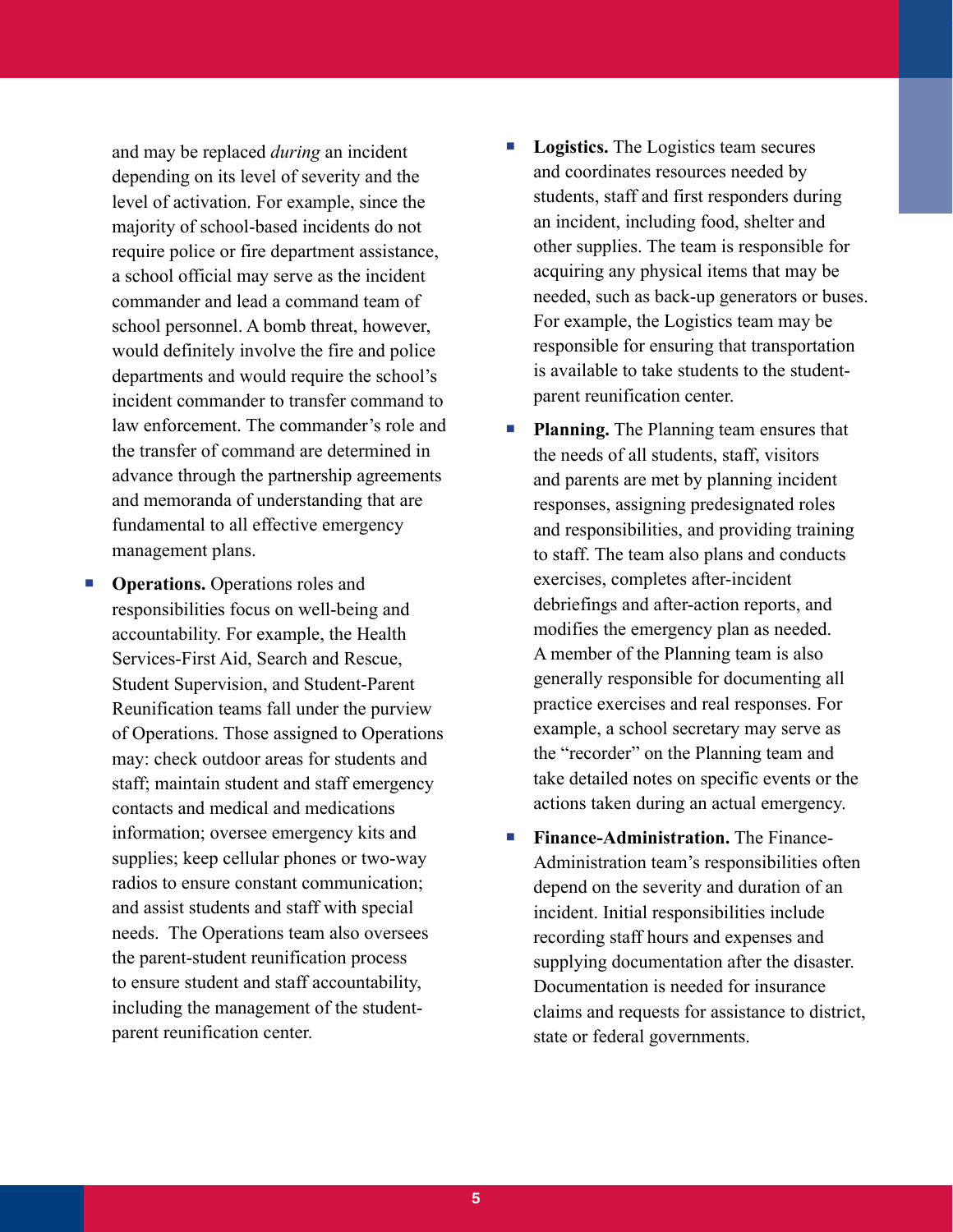and may be replaced *during* an incident depending on its level of severity and the level of activation. For example, since the majority of school-based incidents do not require police or fire department assistance, a school official may serve as the incident commander and lead a command team of school personnel. A bomb threat, however, would definitely involve the fire and police departments and would require the school's incident commander to transfer command to law enforcement. The commander's role and the transfer of command are determined in advance through the partnership agreements and memoranda of understanding that are fundamental to all effective emergency management plans.

- **Operations.** Operations roles and responsibilities focus on well-being and accountability. For example, the Health Services-First Aid, Search and Rescue, Student Supervision, and Student-Parent Reunification teams fall under the purview of Operations. Those assigned to Operations may: check outdoor areas for students and staff; maintain student and staff emergency contacts and medical and medications information; oversee emergency kits and supplies; keep cellular phones or two-way radios to ensure constant communication; and assist students and staff with special needs. The Operations team also oversees the parent-student reunification process to ensure student and staff accountability, including the management of the student-parent reunification center.
- **Logistics.** The Logistics team secures and coordinates resources needed by students, staff and first responders during an incident, including food, shelter and other supplies. The team is responsible for acquiring any physical items that may be needed, such as back-up generators or buses. For example, the Logistics team may be responsible for ensuring that transportation is available to take students to the student-parent reunification center.
- **Planning.** The Planning team ensures that the needs of all students, staff, visitors and parents are met by planning incident responses, assigning predesignated roles and responsibilities, and providing training to staff. The team also plans and conducts exercises, completes after-incident debriefings and after-action reports, and modifies the emergency plan as needed. A member of the Planning team is also generally responsible for documenting all practice exercises and real responses. For example, a school secretary may serve as the "recorder" on the Planning team and take detailed notes on specific events or the actions taken during an actual emergency.
- **Finance-Administration.** The Finance-Administration team's responsibilities often depend on the severity and duration of an incident. Initial responsibilities include recording staff hours and expenses and supplying documentation after the disaster. Documentation is needed for insurance claims and requests for assistance to district, state or federal governments.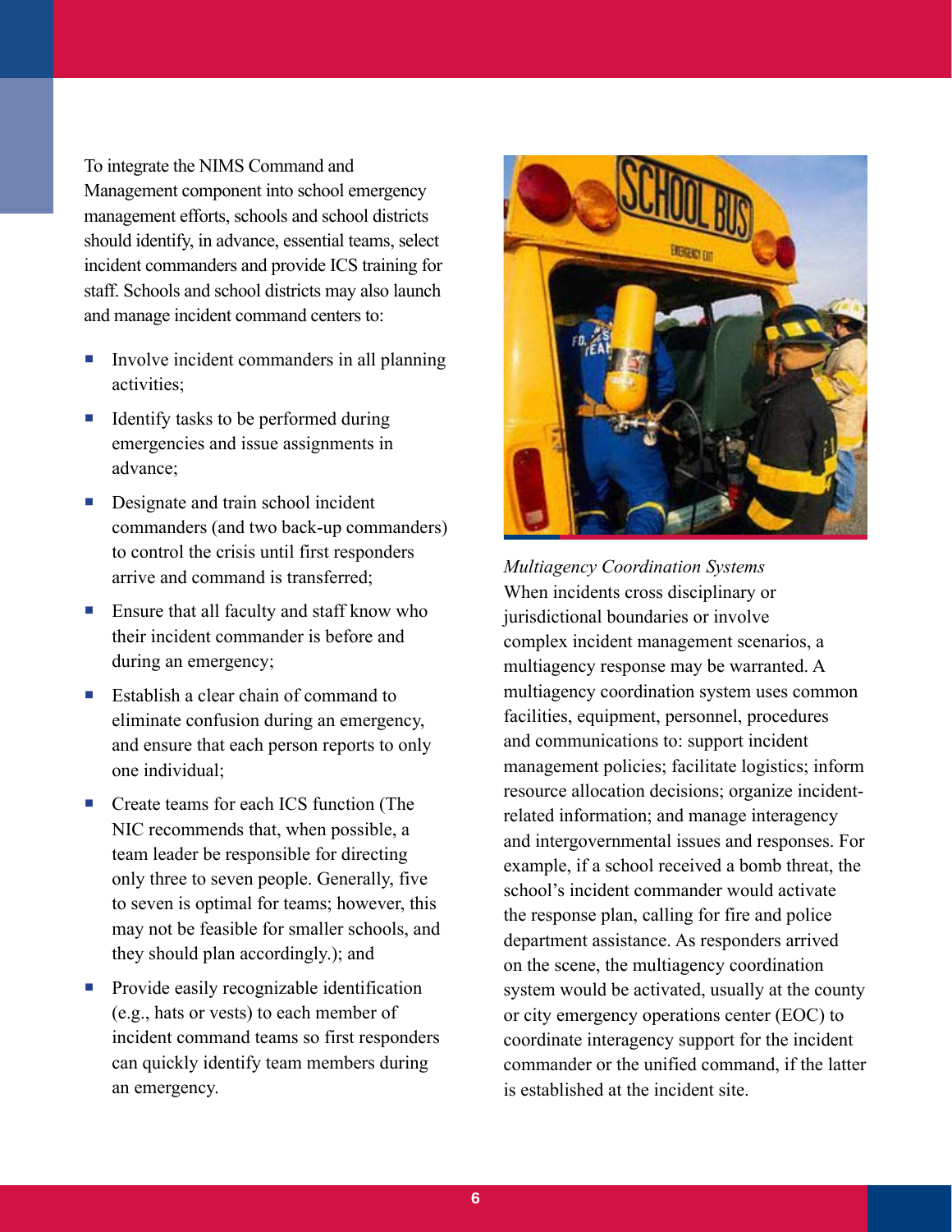To integrate the NIMS Command and Management component into school emergency management efforts, schools and school districts should identify, in advance, essential teams, select incident commanders and provide ICS training for staff. Schools and school districts may also launch and manage incident command centers to:

- Involve incident commanders in all planning activities;
- Identify tasks to be performed during emergencies and issue assignments in advance;
- Designate and train school incident commanders (and two back-up commanders) to control the crisis until first responders arrive and command is transferred;
- Ensure that all faculty and staff know who their incident commander is before and during an emergency;
- Establish a clear chain of command to eliminate confusion during an emergency, and ensure that each person reports to only one individual;
- Create teams for each ICS function (The NIC recommends that, when possible, a team leader be responsible for directing only three to seven people. Generally, five to seven is optimal for teams; however, this may not be feasible for smaller schools, and they should plan accordingly.); and
- Provide easily recognizable identification (e.g., hats or vests) to each member of incident command teams so first responders can quickly identify team members during an emergency.

*Multiagency Coordination Systems*

When incidents cross disciplinary or jurisdictional boundaries or involve complex incident management scenarios, a multiagency response may be warranted. A multiagency coordination system uses common facilities, equipment, personnel, procedures and communications to: support incident management policies; facilitate logistics; inform resource allocation decisions; organize incident-related information; and manage interagency and intergovernmental issues and responses. For example, if a school received a bomb threat, the school's incident commander would activate the response plan, calling for fire and police department assistance. As responders arrived on the scene, the multiagency coordination system would be activated, usually at the county or city emergency operations center (EOC) to coordinate interagency support for the incident commander or the unified command, if the latter is established at the incident site.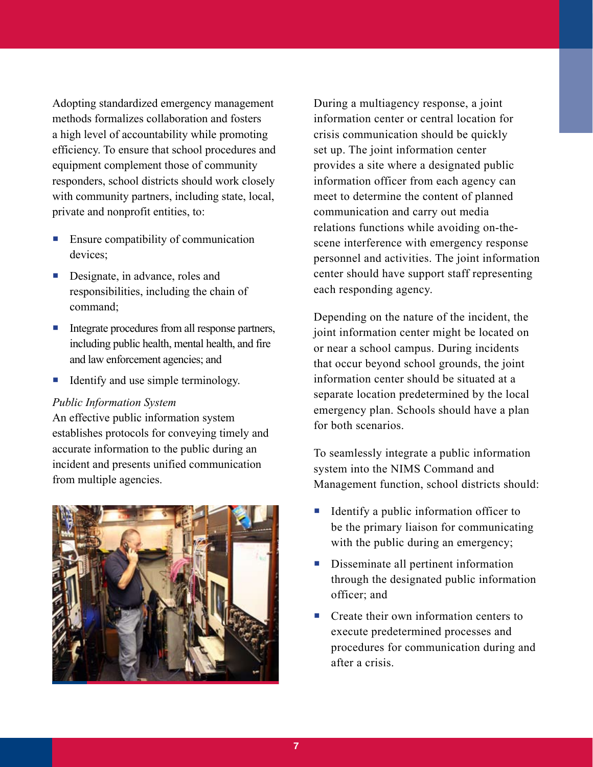Adopting standardized emergency management methods formalizes collaboration and fosters a high level of accountability while promoting efficiency. To ensure that school procedures and equipment complement those of community responders, school districts should work closely with community partners, including state, local, private and nonprofit entities, to:

- Ensure compatibility of communication devices;
- Designate, in advance, roles and responsibilities, including the chain of command;
- Integrate procedures from all response partners, including public health, mental health, and fire and law enforcement agencies; and
- Identify and use simple terminology.

*Public Information System*

An effective public information system establishes protocols for conveying timely and accurate information to the public during an incident and presents unified communication from multiple agencies.

During a multiagency response, a joint information center or central location for crisis communication should be quickly set up. The joint information center provides a site where a designated public information officer from each agency can meet to determine the content of planned communication and carry out media relations functions while avoiding on-the-scene interference with emergency response personnel and activities. The joint information center should have support staff representing each responding agency.

Depending on the nature of the incident, the joint information center might be located on or near a school campus. During incidents that occur beyond school grounds, the joint information center should be situated at a separate location predetermined by the local emergency plan. Schools should have a plan for both scenarios.

To seamlessly integrate a public information system into the NIMS Command and Management function, school districts should:

- Identify a public information officer to be the primary liaison for communicating with the public during an emergency;
- Disseminate all pertinent information through the designated public information officer; and
- Create their own information centers to execute predetermined processes and procedures for communication during and after a crisis.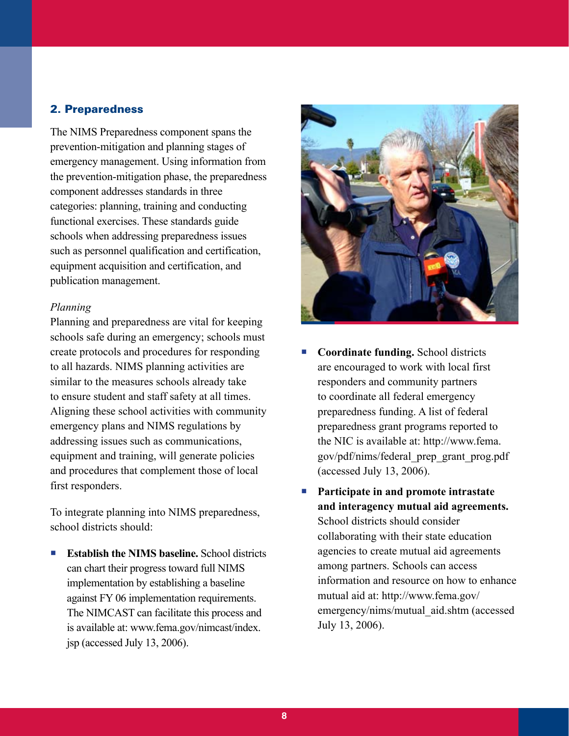## 2. Preparedness

The NIMS Preparedness component spans the prevention-mitigation and planning stages of emergency management. Using information from the prevention-mitigation phase, the preparedness component addresses standards in three categories: planning, training and conducting functional exercises. These standards guide schools when addressing preparedness issues such as personnel qualification and certification, equipment acquisition and certification, and publication management.

*Planning*

Planning and preparedness are vital for keeping schools safe during an emergency; schools must create protocols and procedures for responding to all hazards. NIMS planning activities are similar to the measures schools already take to ensure student and staff safety at all times. Aligning these school activities with community emergency plans and NIMS regulations by addressing issues such as communications, equipment and training, will generate policies and procedures that complement those of local first responders.

To integrate planning into NIMS preparedness, school districts should:

- **Establish the NIMS baseline.** School districts can chart their progress toward full NIMS implementation by establishing a baseline against FY 06 implementation requirements. The NIMCAST can facilitate this process and is available at: www.fema.gov/nimcast/index.jsp (accessed July 13, 2006).
- **Coordinate funding.** School districts are encouraged to work with local first responders and community partners to coordinate all federal emergency preparedness funding. A list of federal preparedness grant programs reported to the NIC is available at: http://www.fema.gov/pdf/nims/federal_prep_grant_prog.pdf (accessed July 13, 2006).
- **Participate in and promote intrastate and interagency mutual aid agreements.** School districts should consider collaborating with their state education agencies to create mutual aid agreements among partners. Schools can access information and resource on how to enhance mutual aid at: http://www.fema.gov/emergency/nims/mutual_aid.shtm (accessed July 13, 2006).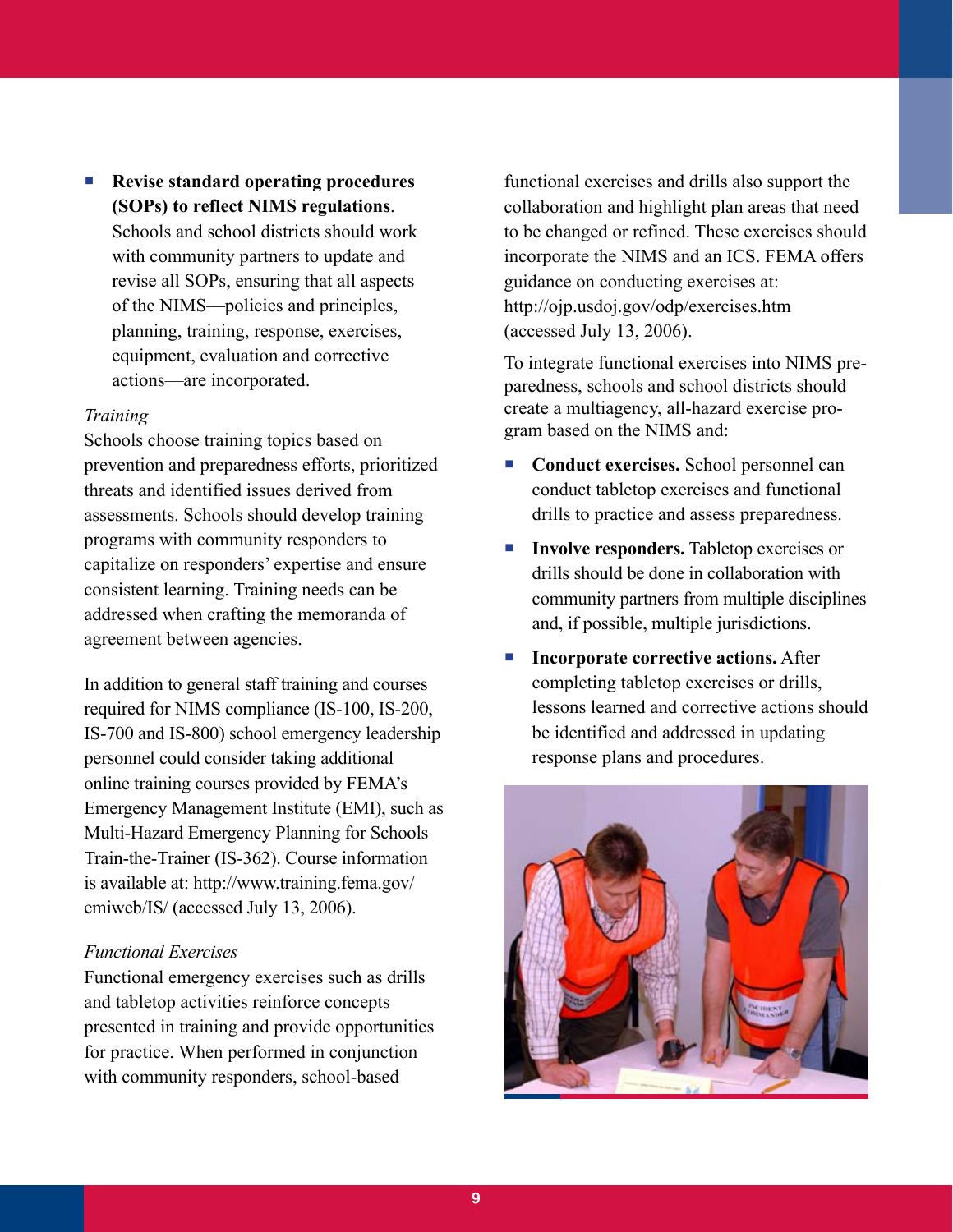- **Revise standard operating procedures (SOPs) to reflect NIMS regulations**. Schools and school districts should work with community partners to update and revise all SOPs, ensuring that all aspects of the NIMS—policies and principles, planning, training, response, exercises, equipment, evaluation and corrective actions—are incorporated.

*Training*

Schools choose training topics based on prevention and preparedness efforts, prioritized threats and identified issues derived from assessments. Schools should develop training programs with community responders to capitalize on responders' expertise and ensure consistent learning. Training needs can be addressed when crafting the memoranda of agreement between agencies.

In addition to general staff training and courses required for NIMS compliance (IS-100, IS-200, IS-700 and IS-800) school emergency leadership personnel could consider taking additional online training courses provided by FEMA's Emergency Management Institute (EMI), such as Multi-Hazard Emergency Planning for Schools Train-the-Trainer (IS-362). Course information is available at: http://www.training.fema.gov/emiweb/IS/ (accessed July 13, 2006).

*Functional Exercises*

Functional emergency exercises such as drills and tabletop activities reinforce concepts presented in training and provide opportunities for practice. When performed in conjunction with community responders, school-based functional exercises and drills also support the collaboration and highlight plan areas that need to be changed or refined. These exercises should incorporate the NIMS and an ICS. FEMA offers guidance on conducting exercises at: http://ojp.usdoj.gov/odp/exercises.htm (accessed July 13, 2006).

To integrate functional exercises into NIMS preparedness, schools and school districts should create a multiagency, all-hazard exercise program based on the NIMS and:

- **Conduct exercises.** School personnel can conduct tabletop exercises and functional drills to practice and assess preparedness.
- **Involve responders.** Tabletop exercises or drills should be done in collaboration with community partners from multiple disciplines and, if possible, multiple jurisdictions.
- **Incorporate corrective actions.** After completing tabletop exercises or drills, lessons learned and corrective actions should be identified and addressed in updating response plans and procedures.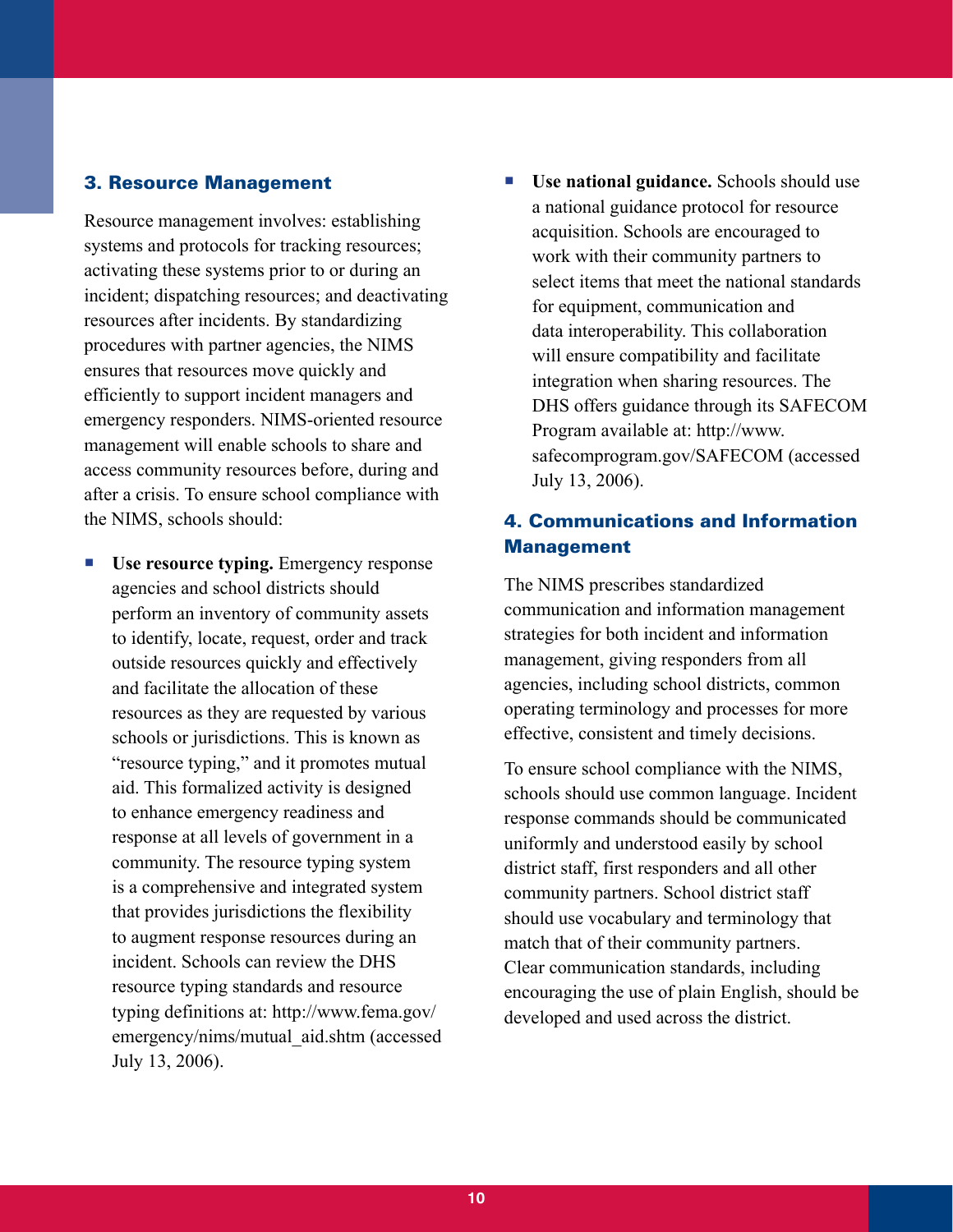### 3. Resource Management

Resource management involves: establishing systems and protocols for tracking resources; activating these systems prior to or during an incident; dispatching resources; and deactivating resources after incidents. By standardizing procedures with partner agencies, the NIMS ensures that resources move quickly and efficiently to support incident managers and emergency responders. NIMS-oriented resource management will enable schools to share and access community resources before, during and after a crisis. To ensure school compliance with the NIMS, schools should:

- **Use resource typing.** Emergency response agencies and school districts should perform an inventory of community assets to identify, locate, request, order and track outside resources quickly and effectively and facilitate the allocation of these resources as they are requested by various schools or jurisdictions. This is known as "resource typing," and it promotes mutual aid. This formalized activity is designed to enhance emergency readiness and response at all levels of government in a community. The resource typing system is a comprehensive and integrated system that provides jurisdictions the flexibility to augment response resources during an incident. Schools can review the DHS resource typing standards and resource typing definitions at: http://www.fema.gov/emergency/nims/mutual_aid.shtm (accessed July 13, 2006).
- **Use national guidance.** Schools should use a national guidance protocol for resource acquisition. Schools are encouraged to work with their community partners to select items that meet the national standards for equipment, communication and data interoperability. This collaboration will ensure compatibility and facilitate integration when sharing resources. The DHS offers guidance through its SAFECOM Program available at: http://www.safecomprogram.gov/SAFECOM (accessed July 13, 2006).

### 4. Communications and Information Management

The NIMS prescribes standardized communication and information management strategies for both incident and information management, giving responders from all agencies, including school districts, common operating terminology and processes for more effective, consistent and timely decisions.

To ensure school compliance with the NIMS, schools should use common language. Incident response commands should be communicated uniformly and understood easily by school district staff, first responders and all other community partners. School district staff should use vocabulary and terminology that match that of their community partners. Clear communication standards, including encouraging the use of plain English, should be developed and used across the district.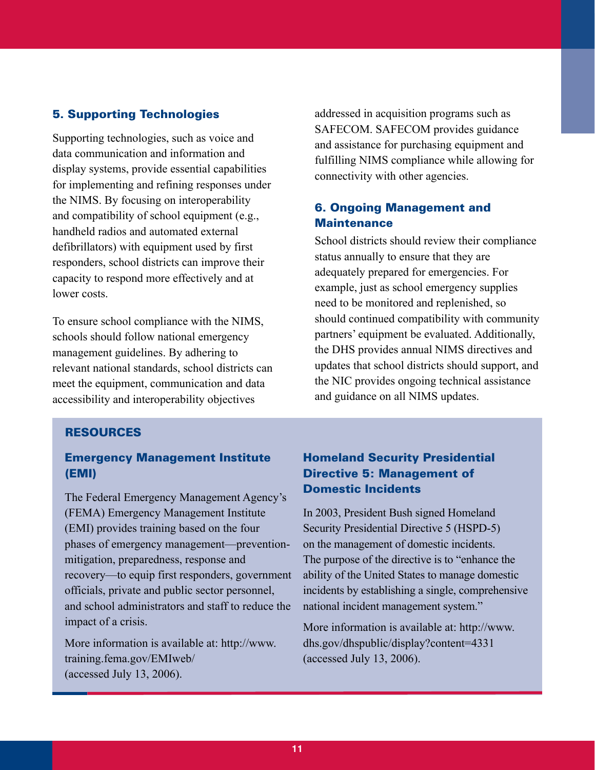### 5. Supporting Technologies

Supporting technologies, such as voice and data communication and information and display systems, provide essential capabilities for implementing and refining responses under the NIMS. By focusing on interoperability and compatibility of school equipment (e.g., handheld radios and automated external defibrillators) with equipment used by first responders, school districts can improve their capacity to respond more effectively and at lower costs.

To ensure school compliance with the NIMS, schools should follow national emergency management guidelines. By adhering to relevant national standards, school districts can meet the equipment, communication and data accessibility and interoperability objectives addressed in acquisition programs such as SAFECOM. SAFECOM provides guidance and assistance for purchasing equipment and fulfilling NIMS compliance while allowing for connectivity with other agencies.

### 6. Ongoing Management and Maintenance

School districts should review their compliance status annually to ensure that they are adequately prepared for emergencies. For example, just as school emergency supplies need to be monitored and replenished, so should continued compatibility with community partners' equipment be evaluated. Additionally, the DHS provides annual NIMS directives and updates that school districts should support, and the NIC provides ongoing technical assistance and guidance on all NIMS updates.

## RESOURCES

### Emergency Management Institute (EMI)

The Federal Emergency Management Agency's (FEMA) Emergency Management Institute (EMI) provides training based on the four phases of emergency management—prevention-mitigation, preparedness, response and recovery—to equip first responders, government officials, private and public sector personnel, and school administrators and staff to reduce the impact of a crisis.

More information is available at: http://www.training.fema.gov/EMIweb/ (accessed July 13, 2006).

### Homeland Security Presidential Directive 5: Management of Domestic Incidents

In 2003, President Bush signed Homeland Security Presidential Directive 5 (HSPD-5) on the management of domestic incidents. The purpose of the directive is to "enhance the ability of the United States to manage domestic incidents by establishing a single, comprehensive national incident management system."

More information is available at: http://www.dhs.gov/dhspublic/display?content=4331 (accessed July 13, 2006).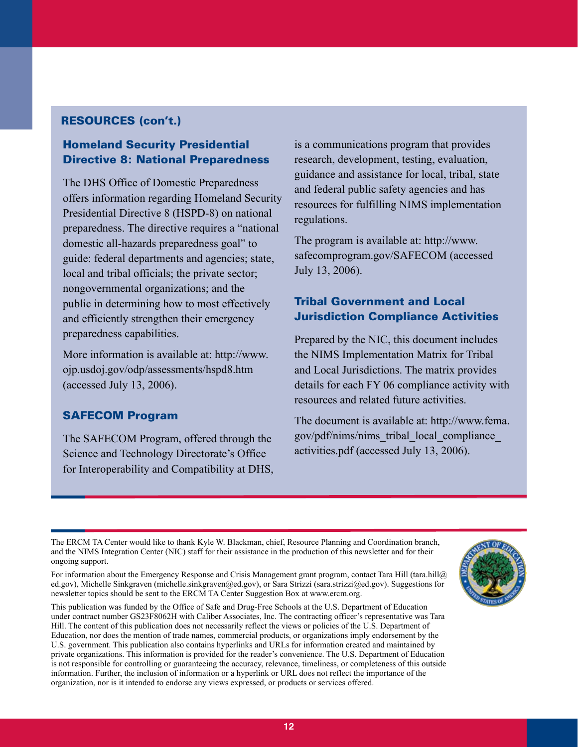## RESOURCES (con't.)

### Homeland Security Presidential Directive 8: National Preparedness

The DHS Office of Domestic Preparedness offers information regarding Homeland Security Presidential Directive 8 (HSPD-8) on national preparedness. The directive requires a "national domestic all-hazards preparedness goal" to guide: federal departments and agencies; state, local and tribal officials; the private sector; nongovernmental organizations; and the public in determining how to most effectively and efficiently strengthen their emergency preparedness capabilities.

More information is available at: http://www.ojp.usdoj.gov/odp/assessments/hspd8.htm (accessed July 13, 2006).

### SAFECOM Program

The SAFECOM Program, offered through the Science and Technology Directorate's Office for Interoperability and Compatibility at DHS, is a communications program that provides research, development, testing, evaluation, guidance and assistance for local, tribal, state and federal public safety agencies and has resources for fulfilling NIMS implementation regulations.

The program is available at: http://www.safecomprogram.gov/SAFECOM (accessed July 13, 2006).

### Tribal Government and Local Jurisdiction Compliance Activities

Prepared by the NIC, this document includes the NIMS Implementation Matrix for Tribal and Local Jurisdictions. The matrix provides details for each FY 06 compliance activity with resources and related future activities.

The document is available at: http://www.fema.gov/pdf/nims/nims_tribal_local_compliance_activities.pdf (accessed July 13, 2006).

---

The ERCM TA Center would like to thank Kyle W. Blackman, chief, Resource Planning and Coordination branch, and the NIMS Integration Center (NIC) staff for their assistance in the production of this newsletter and for their ongoing support.

For information about the Emergency Response and Crisis Management grant program, contact Tara Hill (tara.hill@ed.gov), Michelle Sinkgraven (michelle.sinkgraven@ed.gov), or Sara Strizzi (sara.strizzi@ed.gov). Suggestions for newsletter topics should be sent to the ERCM TA Center Suggestion Box at www.ercm.org.

This publication was funded by the Office of Safe and Drug-Free Schools at the U.S. Department of Education under contract number GS23F8062H with Caliber Associates, Inc. The contracting officer's representative was Tara Hill. The content of this publication does not necessarily reflect the views or policies of the U.S. Department of Education, nor does the mention of trade names, commercial products, or organizations imply endorsement by the U.S. government. This publication also contains hyperlinks and URLs for information created and maintained by private organizations. This information is provided for the reader's convenience. The U.S. Department of Education is not responsible for controlling or guaranteeing the accuracy, relevance, timeliness, or completeness of this outside information. Further, the inclusion of information or a hyperlink or URL does not reflect the importance of the organization, nor is it intended to endorse any views expressed, or products or services offered.